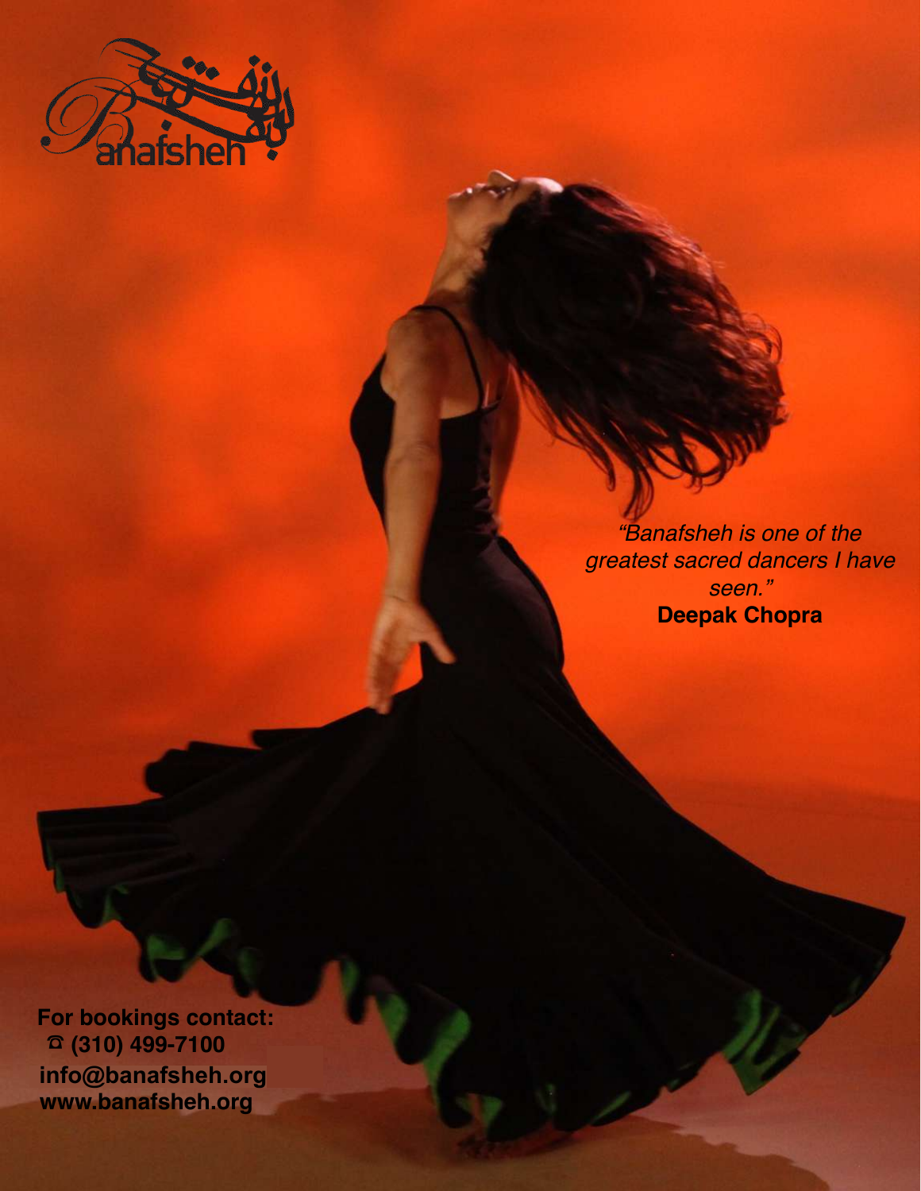Banafsheh

*"Banafsheh is one of the greatest sacred dancers I have seen."*
**Deepak Chopra**

**For bookings contact:**
**☎ (310) 499-7100**
**info@banafsheh.org**
**www.banafsheh.org**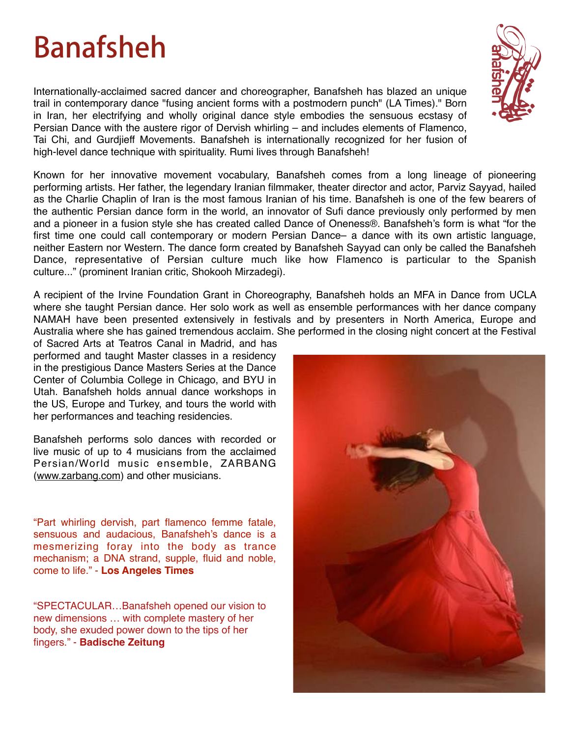# Banafsheh

Internationally-acclaimed sacred dancer and choreographer, Banafsheh has blazed an unique trail in contemporary dance "fusing ancient forms with a postmodern punch" (LA Times)." Born in Iran, her electrifying and wholly original dance style embodies the sensuous ecstasy of Persian Dance with the austere rigor of Dervish whirling – and includes elements of Flamenco, Tai Chi, and Gurdjieff Movements. Banafsheh is internationally recognized for her fusion of high-level dance technique with spirituality. Rumi lives through Banafsheh!

Known for her innovative movement vocabulary, Banafsheh comes from a long lineage of pioneering performing artists. Her father, the legendary Iranian filmmaker, theater director and actor, Parviz Sayyad, hailed as the Charlie Chaplin of Iran is the most famous Iranian of his time. Banafsheh is one of the few bearers of the authentic Persian dance form in the world, an innovator of Sufi dance previously only performed by men and a pioneer in a fusion style she has created called Dance of Oneness®. Banafsheh's form is what "for the first time one could call contemporary or modern Persian Dance– a dance with its own artistic language, neither Eastern nor Western. The dance form created by Banafsheh Sayyad can only be called the Banafsheh Dance, representative of Persian culture much like how Flamenco is particular to the Spanish culture..." (prominent Iranian critic, Shokooh Mirzadegi).

A recipient of the Irvine Foundation Grant in Choreography, Banafsheh holds an MFA in Dance from UCLA where she taught Persian dance. Her solo work as well as ensemble performances with her dance company NAMAH have been presented extensively in festivals and by presenters in North America, Europe and Australia where she has gained tremendous acclaim. She performed in the closing night concert at the Festival of Sacred Arts at Teatros Canal in Madrid, and has performed and taught Master classes in a residency in the prestigious Dance Masters Series at the Dance Center of Columbia College in Chicago, and BYU in Utah. Banafsheh holds annual dance workshops in the US, Europe and Turkey, and tours the world with her performances and teaching residencies.

Banafsheh performs solo dances with recorded or live music of up to 4 musicians from the acclaimed Persian/World music ensemble, ZARBANG (www.zarbang.com) and other musicians.

"Part whirling dervish, part flamenco femme fatale, sensuous and audacious, Banafsheh's dance is a mesmerizing foray into the body as trance mechanism; a DNA strand, supple, fluid and noble, come to life." - **Los Angeles Times**

"SPECTACULAR…Banafsheh opened our vision to new dimensions … with complete mastery of her body, she exuded power down to the tips of her fingers." - **Badische Zeitung**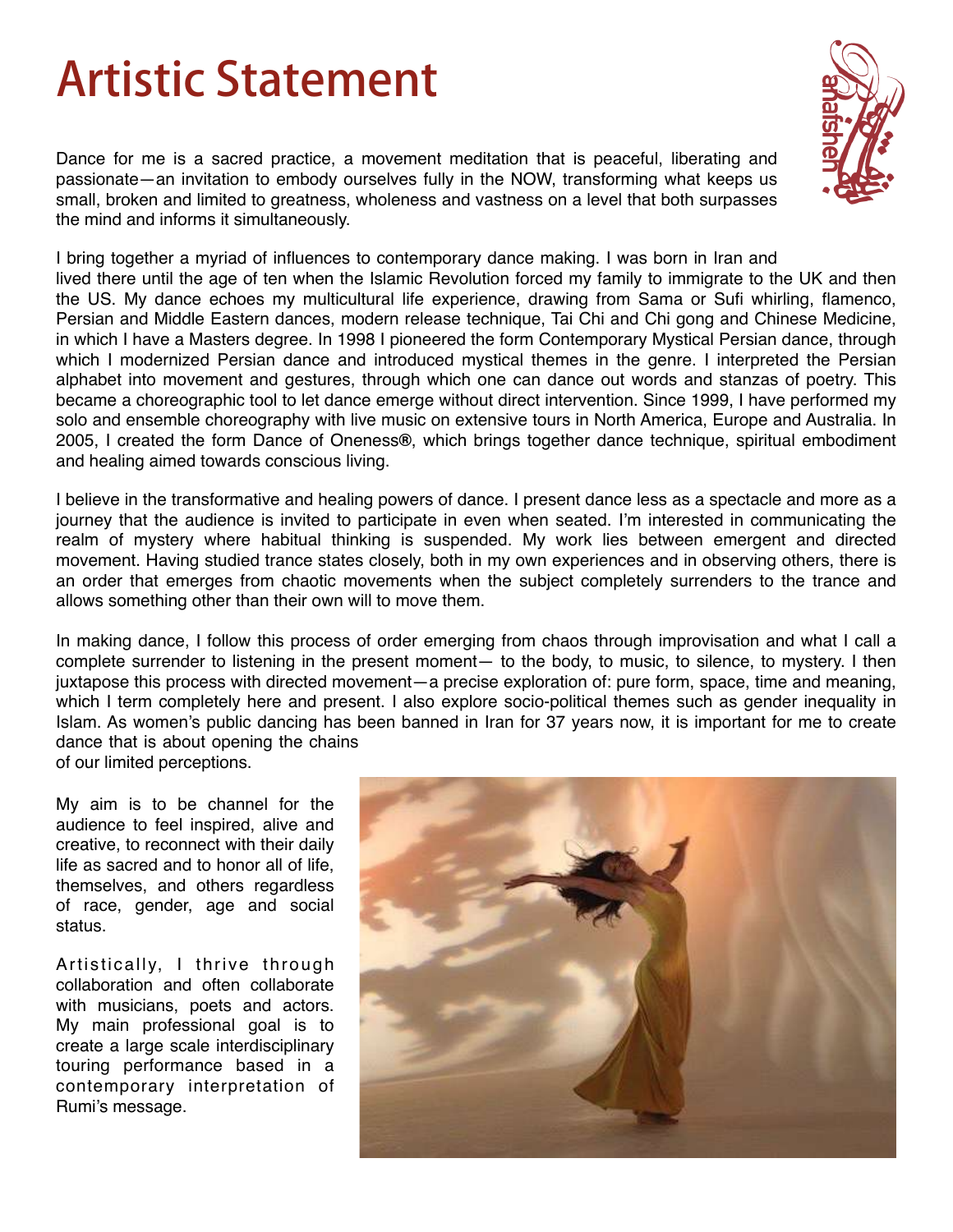# Artistic Statement

Dance for me is a sacred practice, a movement meditation that is peaceful, liberating and passionate—an invitation to embody ourselves fully in the NOW, transforming what keeps us small, broken and limited to greatness, wholeness and vastness on a level that both surpasses the mind and informs it simultaneously.

I bring together a myriad of influences to contemporary dance making. I was born in Iran and lived there until the age of ten when the Islamic Revolution forced my family to immigrate to the UK and then the US. My dance echoes my multicultural life experience, drawing from Sama or Sufi whirling, flamenco, Persian and Middle Eastern dances, modern release technique, Tai Chi and Chi gong and Chinese Medicine, in which I have a Masters degree. In 1998 I pioneered the form Contemporary Mystical Persian dance, through which I modernized Persian dance and introduced mystical themes in the genre. I interpreted the Persian alphabet into movement and gestures, through which one can dance out words and stanzas of poetry. This became a choreographic tool to let dance emerge without direct intervention. Since 1999, I have performed my solo and ensemble choreography with live music on extensive tours in North America, Europe and Australia. In 2005, I created the form Dance of Oneness®, which brings together dance technique, spiritual embodiment and healing aimed towards conscious living.

I believe in the transformative and healing powers of dance. I present dance less as a spectacle and more as a journey that the audience is invited to participate in even when seated. I'm interested in communicating the realm of mystery where habitual thinking is suspended. My work lies between emergent and directed movement. Having studied trance states closely, both in my own experiences and in observing others, there is an order that emerges from chaotic movements when the subject completely surrenders to the trance and allows something other than their own will to move them.

In making dance, I follow this process of order emerging from chaos through improvisation and what I call a complete surrender to listening in the present moment— to the body, to music, to silence, to mystery. I then juxtapose this process with directed movement—a precise exploration of: pure form, space, time and meaning, which I term completely here and present. I also explore socio-political themes such as gender inequality in Islam. As women's public dancing has been banned in Iran for 37 years now, it is important for me to create dance that is about opening the chains of our limited perceptions.

My aim is to be channel for the audience to feel inspired, alive and creative, to reconnect with their daily life as sacred and to honor all of life, themselves, and others regardless of race, gender, age and social status.

Artistically, I thrive through collaboration and often collaborate with musicians, poets and actors. My main professional goal is to create a large scale interdisciplinary touring performance based in a contemporary interpretation of Rumi's message.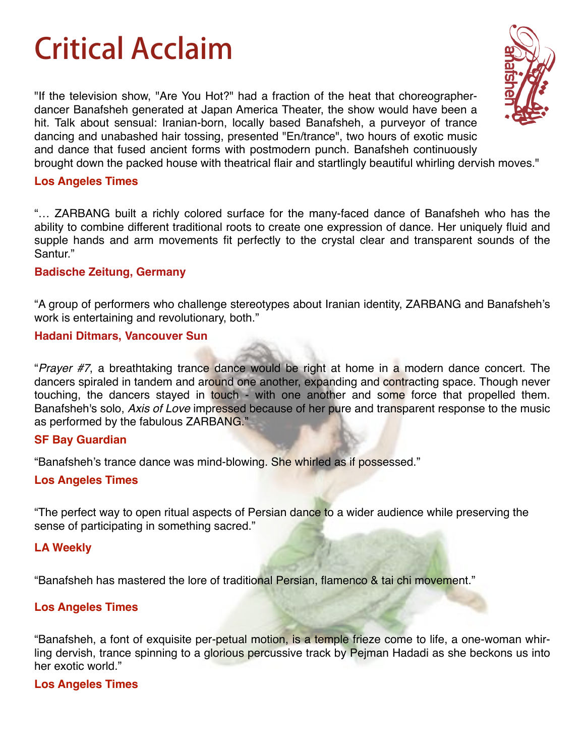# Critical Acclaim

"If the television show, "Are You Hot?" had a fraction of the heat that choreographer-dancer Banafsheh generated at Japan America Theater, the show would have been a hit. Talk about sensual: Iranian-born, locally based Banafsheh, a purveyor of trance dancing and unabashed hair tossing, presented "En/trance", two hours of exotic music and dance that fused ancient forms with postmodern punch. Banafsheh continuously brought down the packed house with theatrical flair and startlingly beautiful whirling dervish moves."

**Los Angeles Times**

"… ZARBANG built a richly colored surface for the many-faced dance of Banafsheh who has the ability to combine different traditional roots to create one expression of dance. Her uniquely fluid and supple hands and arm movements fit perfectly to the crystal clear and transparent sounds of the Santur."

**Badische Zeitung, Germany**

"A group of performers who challenge stereotypes about Iranian identity, ZARBANG and Banafsheh's work is entertaining and revolutionary, both."

**Hadani Ditmars, Vancouver Sun**

"*Prayer #7*, a breathtaking trance dance would be right at home in a modern dance concert. The dancers spiraled in tandem and around one another, expanding and contracting space. Though never touching, the dancers stayed in touch - with one another and some force that propelled them. Banafsheh's solo, *Axis of Love* impressed because of her pure and transparent response to the music as performed by the fabulous ZARBANG."

**SF Bay Guardian**

"Banafsheh's trance dance was mind-blowing. She whirled as if possessed."

**Los Angeles Times**

"The perfect way to open ritual aspects of Persian dance to a wider audience while preserving the sense of participating in something sacred."

**LA Weekly**

"Banafsheh has mastered the lore of traditional Persian, flamenco & tai chi movement."

**Los Angeles Times**

"Banafsheh, a font of exquisite per-petual motion, is a temple frieze come to life, a one-woman whirling dervish, trance spinning to a glorious percussive track by Pejman Hadadi as she beckons us into her exotic world."

**Los Angeles Times**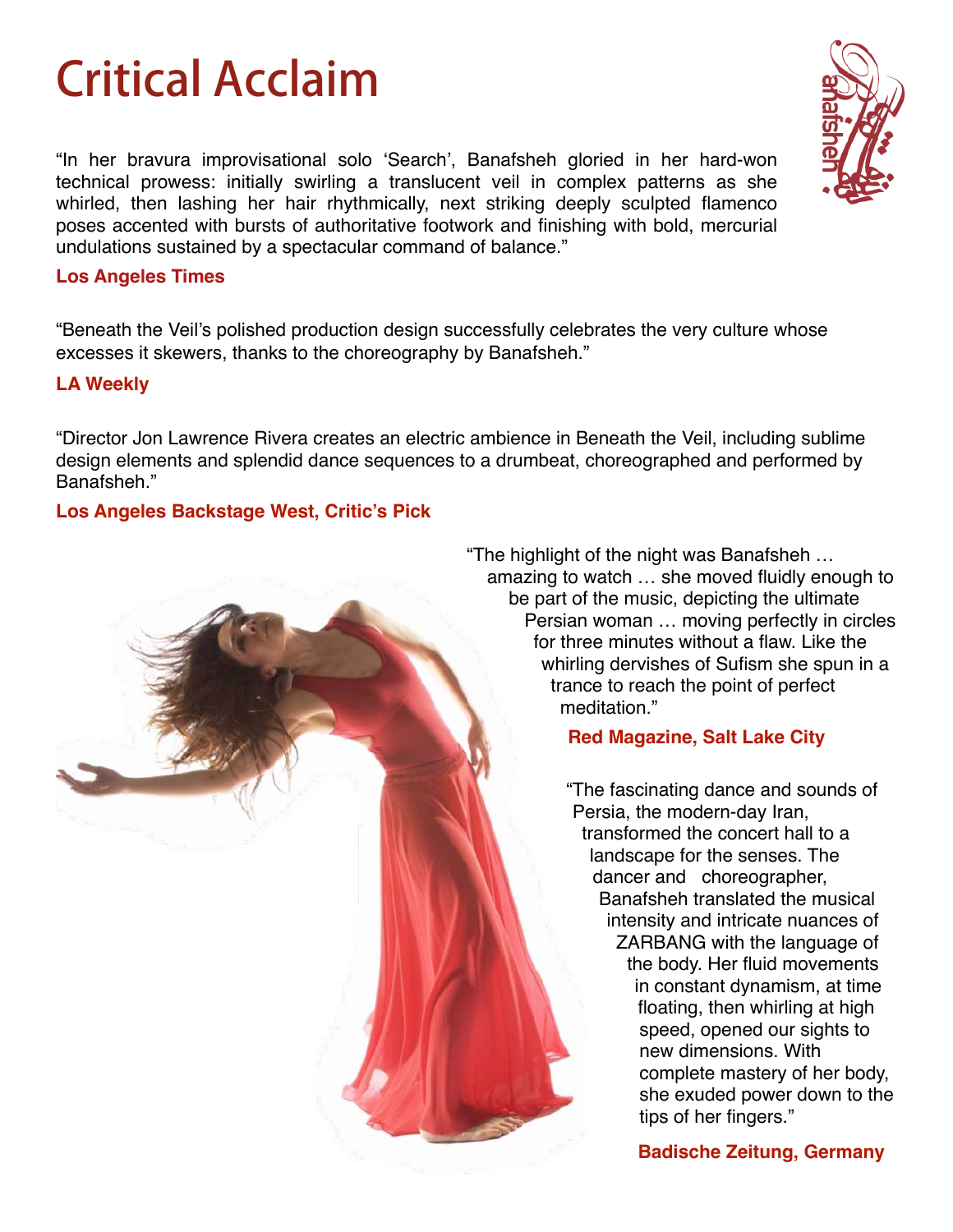# Critical Acclaim

"In her bravura improvisational solo 'Search', Banafsheh gloried in her hard-won technical prowess: initially swirling a translucent veil in complex patterns as she whirled, then lashing her hair rhythmically, next striking deeply sculpted flamenco poses accented with bursts of authoritative footwork and finishing with bold, mercurial undulations sustained by a spectacular command of balance."

**Los Angeles Times**

"Beneath the Veil's polished production design successfully celebrates the very culture whose excesses it skewers, thanks to the choreography by Banafsheh."

**LA Weekly**

"Director Jon Lawrence Rivera creates an electric ambience in Beneath the Veil, including sublime design elements and splendid dance sequences to a drumbeat, choreographed and performed by Banafsheh."

**Los Angeles Backstage West, Critic's Pick**

"The highlight of the night was Banafsheh … amazing to watch … she moved fluidly enough to be part of the music, depicting the ultimate Persian woman … moving perfectly in circles for three minutes without a flaw. Like the whirling dervishes of Sufism she spun in a trance to reach the point of perfect meditation."

**Red Magazine, Salt Lake City**

"The fascinating dance and sounds of Persia, the modern-day Iran, transformed the concert hall to a landscape for the senses. The dancer and choreographer, Banafsheh translated the musical intensity and intricate nuances of ZARBANG with the language of the body. Her fluid movements in constant dynamism, at time floating, then whirling at high speed, opened our sights to new dimensions. With complete mastery of her body, she exuded power down to the tips of her fingers."

**Badische Zeitung, Germany**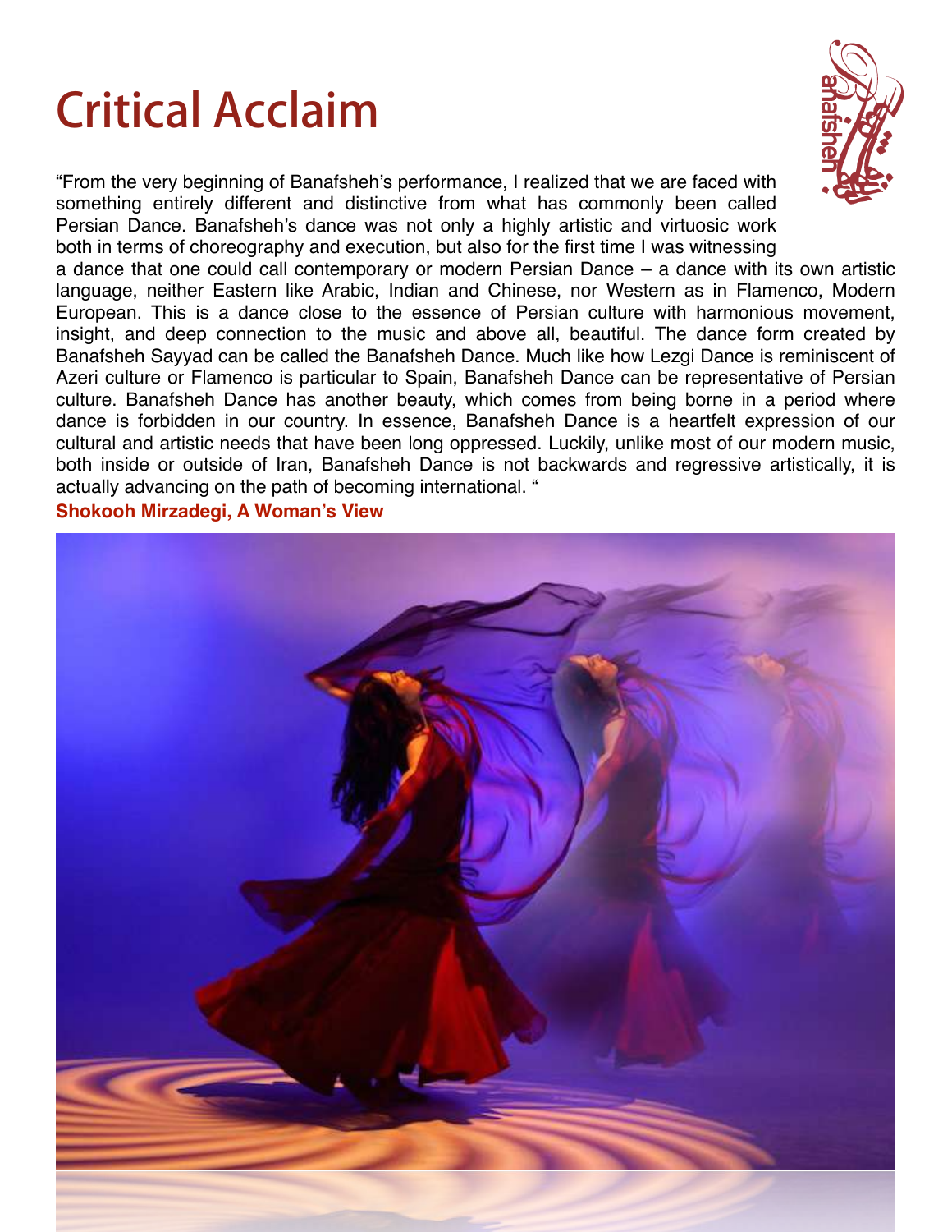# Critical Acclaim

"From the very beginning of Banafsheh's performance, I realized that we are faced with something entirely different and distinctive from what has commonly been called Persian Dance. Banafsheh's dance was not only a highly artistic and virtuosic work both in terms of choreography and execution, but also for the first time I was witnessing a dance that one could call contemporary or modern Persian Dance – a dance with its own artistic language, neither Eastern like Arabic, Indian and Chinese, nor Western as in Flamenco, Modern European. This is a dance close to the essence of Persian culture with harmonious movement, insight, and deep connection to the music and above all, beautiful. The dance form created by Banafsheh Sayyad can be called the Banafsheh Dance. Much like how Lezgi Dance is reminiscent of Azeri culture or Flamenco is particular to Spain, Banafsheh Dance can be representative of Persian culture. Banafsheh Dance has another beauty, which comes from being borne in a period where dance is forbidden in our country. In essence, Banafsheh Dance is a heartfelt expression of our cultural and artistic needs that have been long oppressed. Luckily, unlike most of our modern music, both inside or outside of Iran, Banafsheh Dance is not backwards and regressive artistically, it is actually advancing on the path of becoming international. "

**Shokooh Mirzadegi, A Woman's View**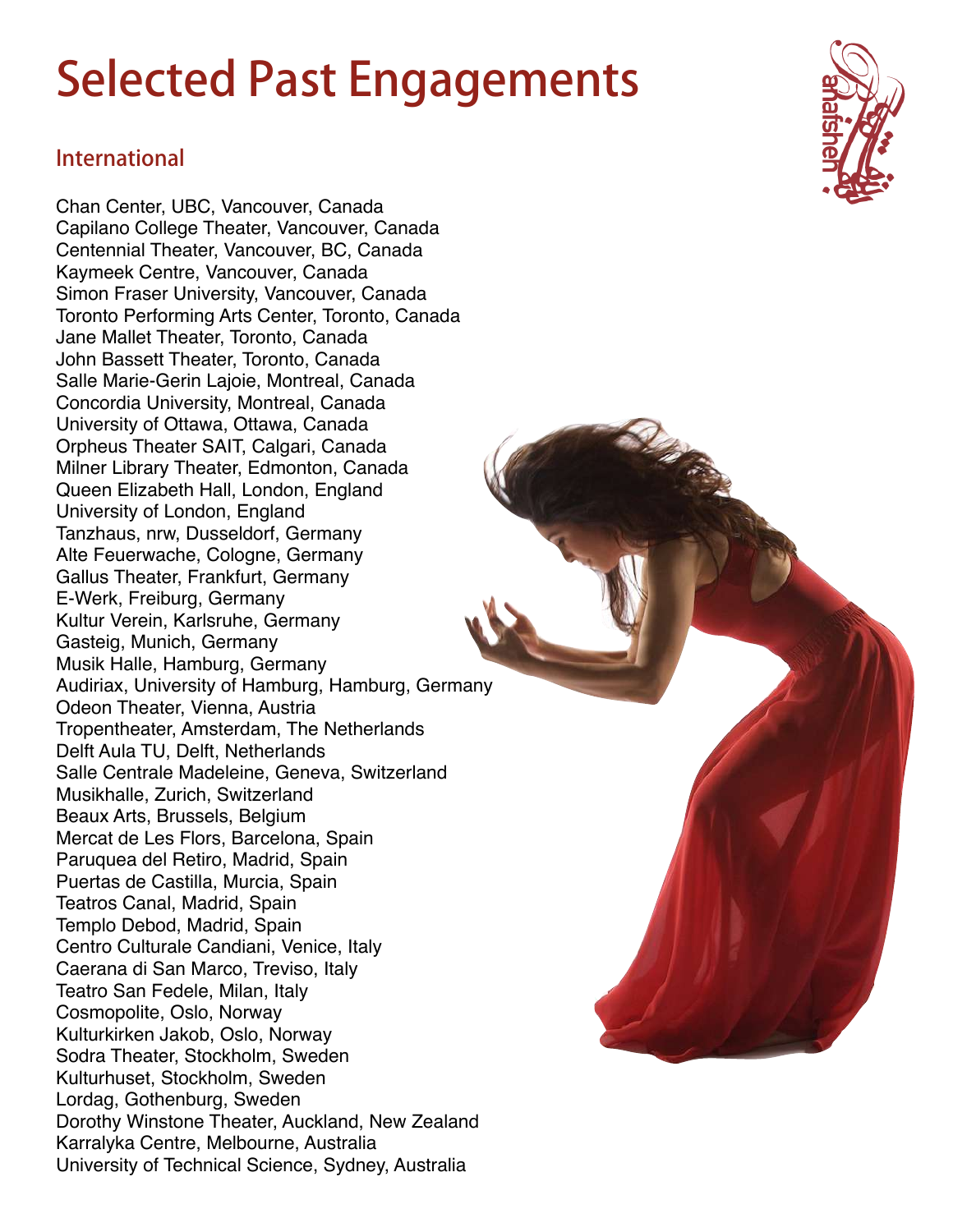# Selected Past Engagements

## International

Chan Center, UBC, Vancouver, Canada
Capilano College Theater, Vancouver, Canada
Centennial Theater, Vancouver, BC, Canada
Kaymeek Centre, Vancouver, Canada
Simon Fraser University, Vancouver, Canada
Toronto Performing Arts Center, Toronto, Canada
Jane Mallet Theater, Toronto, Canada
John Bassett Theater, Toronto, Canada
Salle Marie-Gerin Lajoie, Montreal, Canada
Concordia University, Montreal, Canada
University of Ottawa, Ottawa, Canada
Orpheus Theater SAIT, Calgari, Canada
Milner Library Theater, Edmonton, Canada
Queen Elizabeth Hall, London, England
University of London, England
Tanzhaus, nrw, Dusseldorf, Germany
Alte Feuerwache, Cologne, Germany
Gallus Theater, Frankfurt, Germany
E-Werk, Freiburg, Germany
Kultur Verein, Karlsruhe, Germany
Gasteig, Munich, Germany
Musik Halle, Hamburg, Germany
Audiriax, University of Hamburg, Hamburg, Germany
Odeon Theater, Vienna, Austria
Tropentheater, Amsterdam, The Netherlands
Delft Aula TU, Delft, Netherlands
Salle Centrale Madeleine, Geneva, Switzerland
Musikhalle, Zurich, Switzerland
Beaux Arts, Brussels, Belgium
Mercat de Les Flors, Barcelona, Spain
Paruquea del Retiro, Madrid, Spain
Puertas de Castilla, Murcia, Spain
Teatros Canal, Madrid, Spain
Templo Debod, Madrid, Spain
Centro Culturale Candiani, Venice, Italy
Caerana di San Marco, Treviso, Italy
Teatro San Fedele, Milan, Italy
Cosmopolite, Oslo, Norway
Kulturkirken Jakob, Oslo, Norway
Sodra Theater, Stockholm, Sweden
Kulturhuset, Stockholm, Sweden
Lordag, Gothenburg, Sweden
Dorothy Winstone Theater, Auckland, New Zealand
Karralyka Centre, Melbourne, Australia
University of Technical Science, Sydney, Australia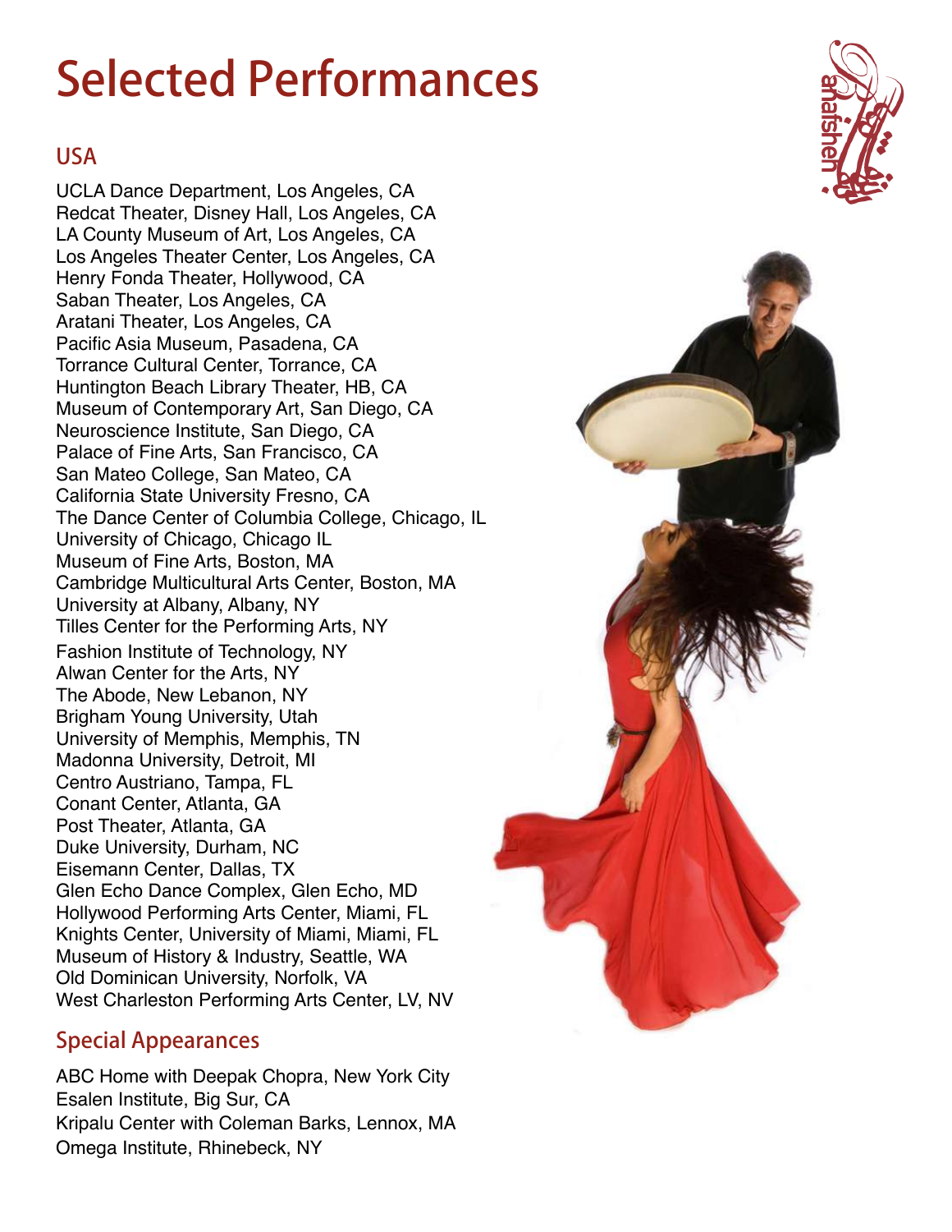# Selected Performances

## USA

UCLA Dance Department, Los Angeles, CA
Redcat Theater, Disney Hall, Los Angeles, CA
LA County Museum of Art, Los Angeles, CA
Los Angeles Theater Center, Los Angeles, CA
Henry Fonda Theater, Hollywood, CA
Saban Theater, Los Angeles, CA
Aratani Theater, Los Angeles, CA
Pacific Asia Museum, Pasadena, CA
Torrance Cultural Center, Torrance, CA
Huntington Beach Library Theater, HB, CA
Museum of Contemporary Art, San Diego, CA
Neuroscience Institute, San Diego, CA
Palace of Fine Arts, San Francisco, CA
San Mateo College, San Mateo, CA
California State University Fresno, CA
The Dance Center of Columbia College, Chicago, IL
University of Chicago, Chicago IL
Museum of Fine Arts, Boston, MA
Cambridge Multicultural Arts Center, Boston, MA
University at Albany, Albany, NY
Tilles Center for the Performing Arts, NY
Fashion Institute of Technology, NY
Alwan Center for the Arts, NY
The Abode, New Lebanon, NY
Brigham Young University, Utah
University of Memphis, Memphis, TN
Madonna University, Detroit, MI
Centro Austriano, Tampa, FL
Conant Center, Atlanta, GA
Post Theater, Atlanta, GA
Duke University, Durham, NC
Eisemann Center, Dallas, TX
Glen Echo Dance Complex, Glen Echo, MD
Hollywood Performing Arts Center, Miami, FL
Knights Center, University of Miami, Miami, FL
Museum of History & Industry, Seattle, WA
Old Dominican University, Norfolk, VA
West Charleston Performing Arts Center, LV, NV

## Special Appearances

ABC Home with Deepak Chopra, New York City
Esalen Institute, Big Sur, CA
Kripalu Center with Coleman Barks, Lennox, MA
Omega Institute, Rhinebeck, NY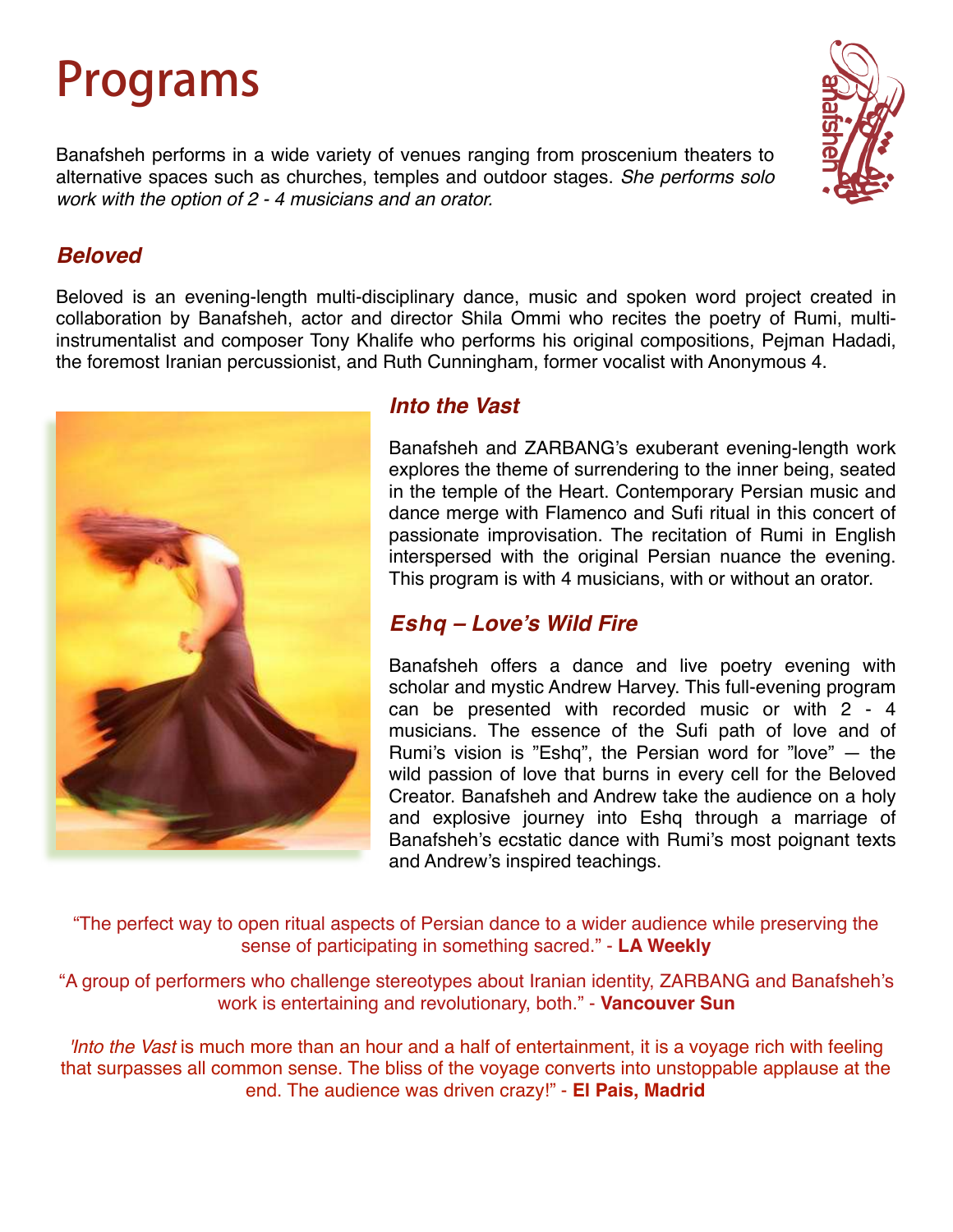# Programs

Banafsheh performs in a wide variety of venues ranging from proscenium theaters to alternative spaces such as churches, temples and outdoor stages. *She performs solo work with the option of 2 - 4 musicians and an orator.*

### *Beloved*

Beloved is an evening-length multi-disciplinary dance, music and spoken word project created in collaboration by Banafsheh, actor and director Shila Ommi who recites the poetry of Rumi, multi-instrumentalist and composer Tony Khalife who performs his original compositions, Pejman Hadadi, the foremost Iranian percussionist, and Ruth Cunningham, former vocalist with Anonymous 4.

### *Into the Vast*

Banafsheh and ZARBANG's exuberant evening-length work explores the theme of surrendering to the inner being, seated in the temple of the Heart. Contemporary Persian music and dance merge with Flamenco and Sufi ritual in this concert of passionate improvisation. The recitation of Rumi in English interspersed with the original Persian nuance the evening. This program is with 4 musicians, with or without an orator.

### *Eshq – Love's Wild Fire*

Banafsheh offers a dance and live poetry evening with scholar and mystic Andrew Harvey. This full-evening program can be presented with recorded music or with 2 - 4 musicians. The essence of the Sufi path of love and of Rumi's vision is "Eshq", the Persian word for "love" — the wild passion of love that burns in every cell for the Beloved Creator. Banafsheh and Andrew take the audience on a holy and explosive journey into Eshq through a marriage of Banafsheh's ecstatic dance with Rumi's most poignant texts and Andrew's inspired teachings.

"The perfect way to open ritual aspects of Persian dance to a wider audience while preserving the sense of participating in something sacred." - **LA Weekly**

"A group of performers who challenge stereotypes about Iranian identity, ZARBANG and Banafsheh's work is entertaining and revolutionary, both." - **Vancouver Sun**

'*Into the Vast* is much more than an hour and a half of entertainment, it is a voyage rich with feeling that surpasses all common sense. The bliss of the voyage converts into unstoppable applause at the end. The audience was driven crazy!" - **El Pais, Madrid**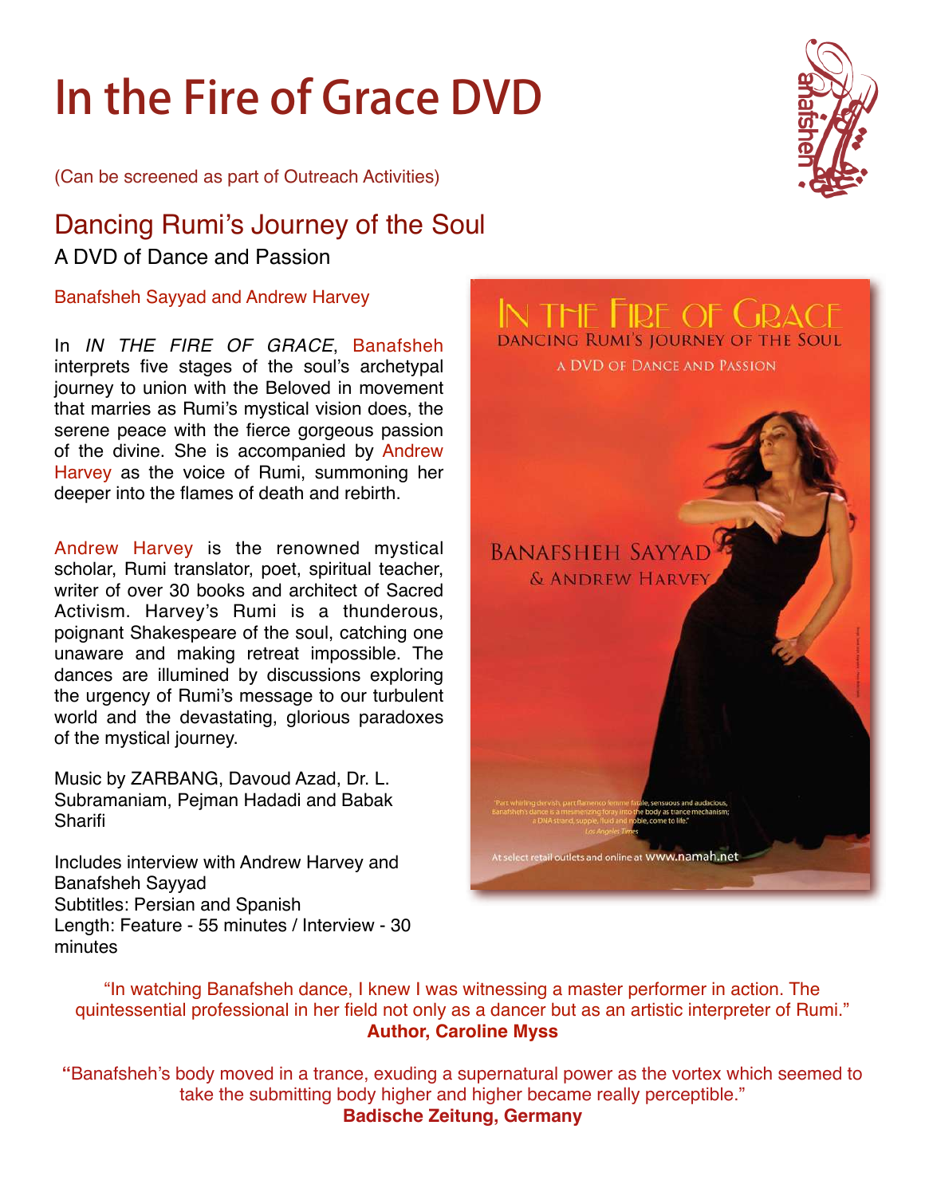# In the Fire of Grace DVD

(Can be screened as part of Outreach Activities)

## Dancing Rumi's Journey of the Soul

A DVD of Dance and Passion

Banafsheh Sayyad and Andrew Harvey

In *IN THE FIRE OF GRACE*, Banafsheh interprets five stages of the soul's archetypal journey to union with the Beloved in movement that marries as Rumi's mystical vision does, the serene peace with the fierce gorgeous passion of the divine. She is accompanied by Andrew Harvey as the voice of Rumi, summoning her deeper into the flames of death and rebirth.

Andrew Harvey is the renowned mystical scholar, Rumi translator, poet, spiritual teacher, writer of over 30 books and architect of Sacred Activism. Harvey's Rumi is a thunderous, poignant Shakespeare of the soul, catching one unaware and making retreat impossible. The dances are illumined by discussions exploring the urgency of Rumi's message to our turbulent world and the devastating, glorious paradoxes of the mystical journey.

Music by ZARBANG, Davoud Azad, Dr. L. Subramaniam, Pejman Hadadi and Babak Sharifi

Includes interview with Andrew Harvey and Banafsheh Sayyad
Subtitles: Persian and Spanish
Length: Feature - 55 minutes / Interview - 30 minutes

"In watching Banafsheh dance, I knew I was witnessing a master performer in action. The quintessential professional in her field not only as a dancer but as an artistic interpreter of Rumi."
**Author, Caroline Myss**

"Banafsheh's body moved in a trance, exuding a supernatural power as the vortex which seemed to take the submitting body higher and higher became really perceptible."
**Badische Zeitung, Germany**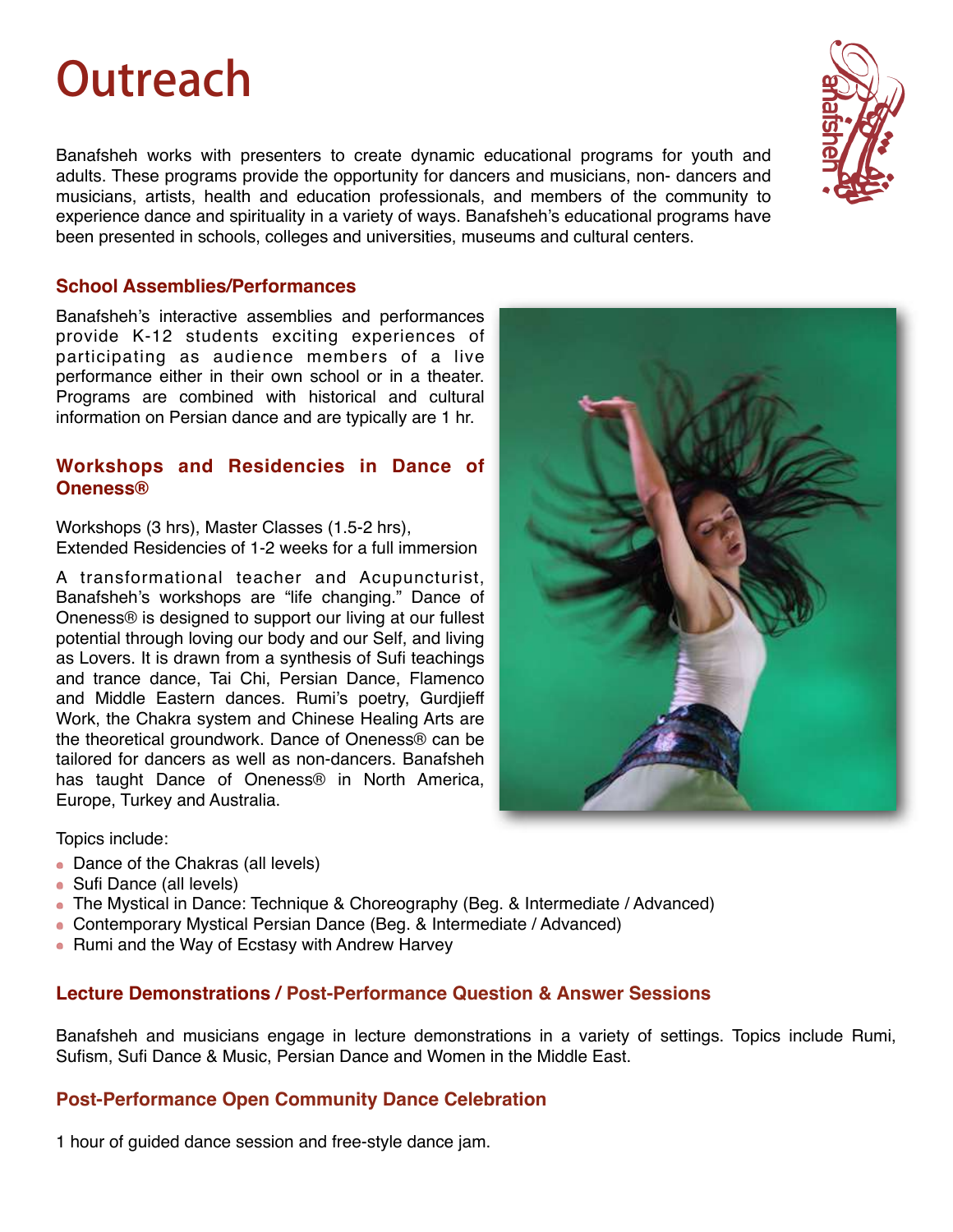# Outreach

Banafsheh works with presenters to create dynamic educational programs for youth and adults. These programs provide the opportunity for dancers and musicians, non- dancers and musicians, artists, health and education professionals, and members of the community to experience dance and spirituality in a variety of ways. Banafsheh's educational programs have been presented in schools, colleges and universities, museums and cultural centers.

### School Assemblies/Performances

Banafsheh's interactive assemblies and performances provide K-12 students exciting experiences of participating as audience members of a live performance either in their own school or in a theater. Programs are combined with historical and cultural information on Persian dance and are typically are 1 hr.

### Workshops and Residencies in Dance of Oneness®

Workshops (3 hrs), Master Classes (1.5-2 hrs),
Extended Residencies of 1-2 weeks for a full immersion

A transformational teacher and Acupuncturist, Banafsheh's workshops are "life changing." Dance of Oneness® is designed to support our living at our fullest potential through loving our body and our Self, and living as Lovers. It is drawn from a synthesis of Sufi teachings and trance dance, Tai Chi, Persian Dance, Flamenco and Middle Eastern dances. Rumi's poetry, Gurdjieff Work, the Chakra system and Chinese Healing Arts are the theoretical groundwork. Dance of Oneness® can be tailored for dancers as well as non-dancers. Banafsheh has taught Dance of Oneness® in North America, Europe, Turkey and Australia.

Topics include:

- Dance of the Chakras (all levels)
- Sufi Dance (all levels)
- The Mystical in Dance: Technique & Choreography (Beg. & Intermediate / Advanced)
- Contemporary Mystical Persian Dance (Beg. & Intermediate / Advanced)
- Rumi and the Way of Ecstasy with Andrew Harvey

### Lecture Demonstrations / Post-Performance Question & Answer Sessions

Banafsheh and musicians engage in lecture demonstrations in a variety of settings. Topics include Rumi, Sufism, Sufi Dance & Music, Persian Dance and Women in the Middle East.

### Post-Performance Open Community Dance Celebration

1 hour of guided dance session and free-style dance jam.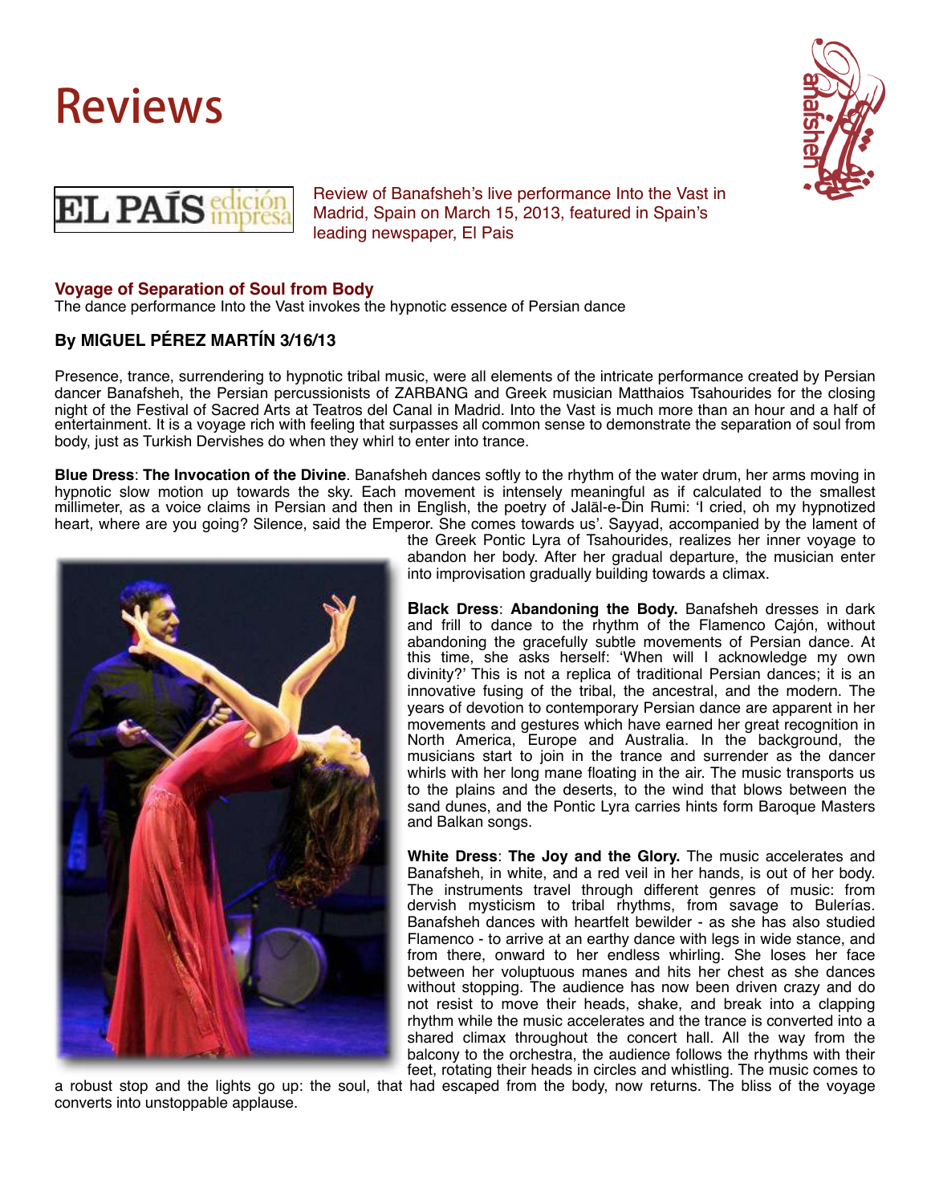# Reviews

EL PAÍS edición impresa

Review of Banafsheh's live performance Into the Vast in Madrid, Spain on March 15, 2013, featured in Spain's leading newspaper, El Pais

### Voyage of Separation of Soul from Body

The dance performance Into the Vast invokes the hypnotic essence of Persian dance

**By MIGUEL PÉREZ MARTÍN 3/16/13**

Presence, trance, surrendering to hypnotic tribal music, were all elements of the intricate performance created by Persian dancer Banafsheh, the Persian percussionists of ZARBANG and Greek musician Matthaios Tsahourides for the closing night of the Festival of Sacred Arts at Teatros del Canal in Madrid. Into the Vast is much more than an hour and a half of entertainment. It is a voyage rich with feeling that surpasses all common sense to demonstrate the separation of soul from body, just as Turkish Dervishes do when they whirl to enter into trance.

**Blue Dress**: **The Invocation of the Divine**. Banafsheh dances softly to the rhythm of the water drum, her arms moving in hypnotic slow motion up towards the sky. Each movement is intensely meaningful as if calculated to the smallest millimeter, as a voice claims in Persian and then in English, the poetry of Jalāl-e-Din Rumi: 'I cried, oh my hypnotized heart, where are you going? Silence, said the Emperor. She comes towards us'. Sayyad, accompanied by the lament of the Greek Pontic Lyra of Tsahourides, realizes her inner voyage to abandon her body. After her gradual departure, the musician enter into improvisation gradually building towards a climax.

**Black Dress**: **Abandoning the Body.** Banafsheh dresses in dark and frill to dance to the rhythm of the Flamenco Cajón, without abandoning the gracefully subtle movements of Persian dance. At this time, she asks herself: 'When will I acknowledge my own divinity?' This is not a replica of traditional Persian dances; it is an innovative fusing of the tribal, the ancestral, and the modern. The years of devotion to contemporary Persian dance are apparent in her movements and gestures which have earned her great recognition in North America, Europe and Australia. In the background, the musicians start to join in the trance and surrender as the dancer whirls with her long mane floating in the air. The music transports us to the plains and the deserts, to the wind that blows between the sand dunes, and the Pontic Lyra carries hints form Baroque Masters and Balkan songs.

**White Dress**: **The Joy and the Glory.** The music accelerates and Banafsheh, in white, and a red veil in her hands, is out of her body. The instruments travel through different genres of music: from dervish mysticism to tribal rhythms, from savage to Bulerías. Banafsheh dances with heartfelt bewilder - as she has also studied Flamenco - to arrive at an earthy dance with legs in wide stance, and from there, onward to her endless whirling. She loses her face between her voluptuous manes and hits her chest as she dances without stopping. The audience has now been driven crazy and do not resist to move their heads, shake, and break into a clapping rhythm while the music accelerates and the trance is converted into a shared climax throughout the concert hall. All the way from the balcony to the orchestra, the audience follows the rhythms with their feet, rotating their heads in circles and whistling. The music comes to a robust stop and the lights go up: the soul, that had escaped from the body, now returns. The bliss of the voyage converts into unstoppable applause.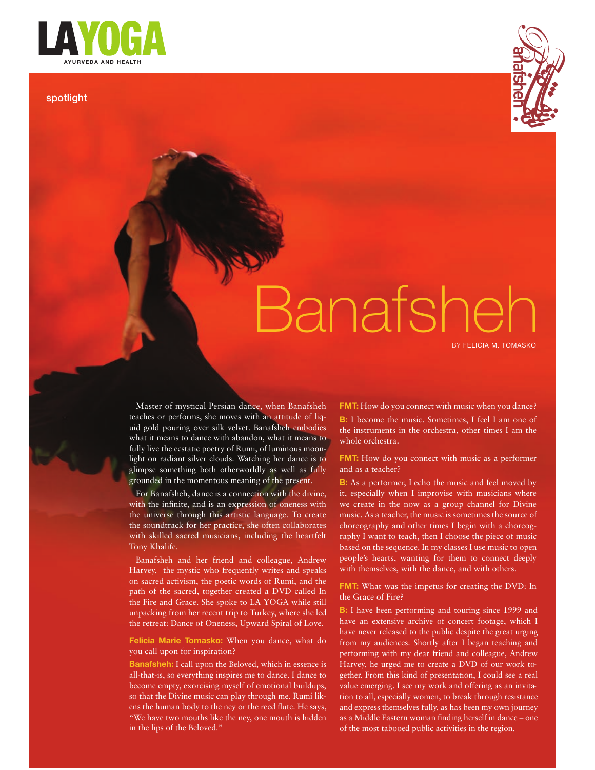spotlight

# Banafsheh

BY FELICIA M. TOMASKO

Master of mystical Persian dance, when Banafsheh teaches or performs, she moves with an attitude of liquid gold pouring over silk velvet. Banafsheh embodies what it means to dance with abandon, what it means to fully live the ecstatic poetry of Rumi, of luminous moonlight on radiant silver clouds. Watching her dance is to glimpse something both otherworldly as well as fully grounded in the momentous meaning of the present.

For Banafsheh, dance is a connection with the divine, with the infinite, and is an expression of oneness with the universe through this artistic language. To create the soundtrack for her practice, she often collaborates with skilled sacred musicians, including the heartfelt Tony Khalife.

Banafsheh and her friend and colleague, Andrew Harvey, the mystic who frequently writes and speaks on sacred activism, the poetic words of Rumi, and the path of the sacred, together created a DVD called In the Fire and Grace. She spoke to LA YOGA while still unpacking from her recent trip to Turkey, where she led the retreat: Dance of Oneness, Upward Spiral of Love.

**Felicia Marie Tomasko:** When you dance, what do you call upon for inspiration?

**Banafsheh:** I call upon the Beloved, which in essence is all-that-is, so everything inspires me to dance. I dance to become empty, exorcising myself of emotional buildups, so that the Divine music can play through me. Rumi likens the human body to the ney or the reed flute. He says, "We have two mouths like the ney, one mouth is hidden in the lips of the Beloved."

**FMT:** How do you connect with music when you dance?

**B:** I become the music. Sometimes, I feel I am one of the instruments in the orchestra, other times I am the whole orchestra.

**FMT:** How do you connect with music as a performer and as a teacher?

**B:** As a performer, I echo the music and feel moved by it, especially when I improvise with musicians where we create in the now as a group channel for Divine music. As a teacher, the music is sometimes the source of choreography and other times I begin with a choreography I want to teach, then I choose the piece of music based on the sequence. In my classes I use music to open people's hearts, wanting for them to connect deeply with themselves, with the dance, and with others.

**FMT:** What was the impetus for creating the DVD: In the Grace of Fire?

**B:** I have been performing and touring since 1999 and have an extensive archive of concert footage, which I have never released to the public despite the great urging from my audiences. Shortly after I began teaching and performing with my dear friend and colleague, Andrew Harvey, he urged me to create a DVD of our work together. From this kind of presentation, I could see a real value emerging. I see my work and offering as an invitation to all, especially women, to break through resistance and express themselves fully, as has been my own journey as a Middle Eastern woman finding herself in dance – one of the most tabooed public activities in the region.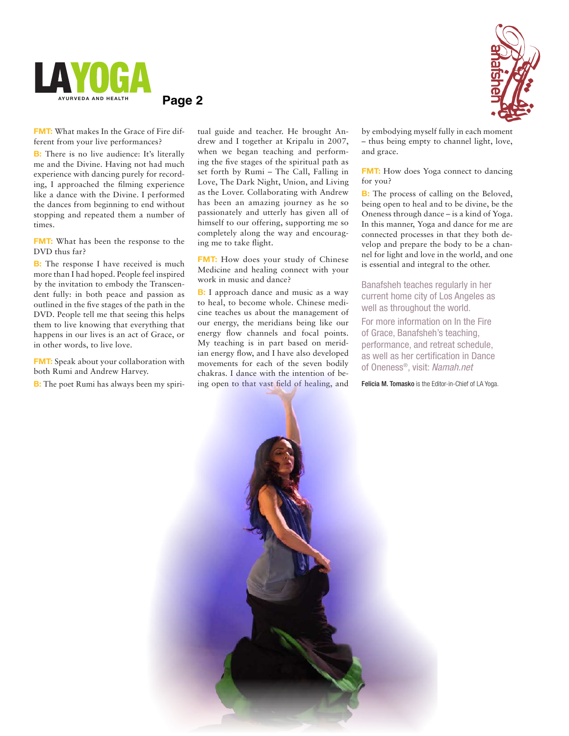**FMT:** What makes In the Grace of Fire different from your live performances?

**B:** There is no live audience: It's literally me and the Divine. Having not had much experience with dancing purely for recording, I approached the filming experience like a dance with the Divine. I performed the dances from beginning to end without stopping and repeated them a number of times.

**FMT:** What has been the response to the DVD thus far?

**B:** The response I have received is much more than I had hoped. People feel inspired by the invitation to embody the Transcendent fully: in both peace and passion as outlined in the five stages of the path in the DVD. People tell me that seeing this helps them to live knowing that everything that happens in our lives is an act of Grace, or in other words, to live love.

**FMT:** Speak about your collaboration with both Rumi and Andrew Harvey.

**B:** The poet Rumi has always been my spiritual guide and teacher. He brought Andrew and I together at Kripalu in 2007, when we began teaching and performing the five stages of the spiritual path as set forth by Rumi – The Call, Falling in Love, The Dark Night, Union, and Living as the Lover. Collaborating with Andrew has been an amazing journey as he so passionately and utterly has given all of himself to our offering, supporting me so completely along the way and encouraging me to take flight.

**FMT:** How does your study of Chinese Medicine and healing connect with your work in music and dance?

**B:** I approach dance and music as a way to heal, to become whole. Chinese medicine teaches us about the management of our energy, the meridians being like our energy flow channels and focal points. My teaching is in part based on meridian energy flow, and I have also developed movements for each of the seven bodily chakras. I dance with the intention of being open to that vast field of healing, and by embodying myself fully in each moment – thus being empty to channel light, love, and grace.

**FMT:** How does Yoga connect to dancing for you?

**B:** The process of calling on the Beloved, being open to heal and to be divine, be the Oneness through dance – is a kind of Yoga. In this manner, Yoga and dance for me are connected processes in that they both develop and prepare the body to be a channel for light and love in the world, and one is essential and integral to the other.

Banafsheh teaches regularly in her current home city of Los Angeles as well as throughout the world.

For more information on In the Fire of Grace, Banafsheh's teaching, performance, and retreat schedule, as well as her certification in Dance of Oneness®, visit: *Namah.net*

**Felicia M. Tomasko** is the Editor-in-Chief of LA Yoga.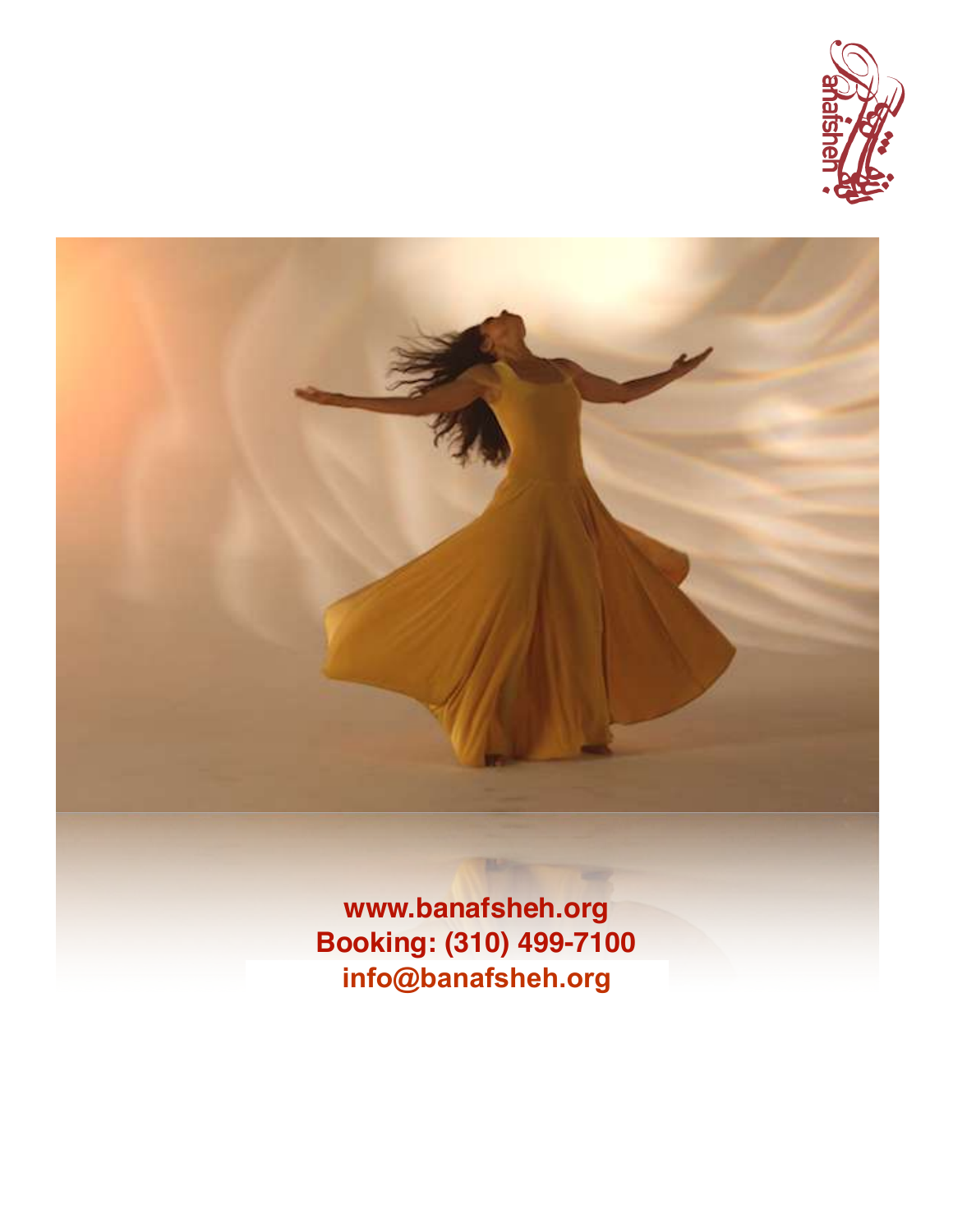www.banafsheh.org
Booking: (310) 499-7100
info@banafsheh.org